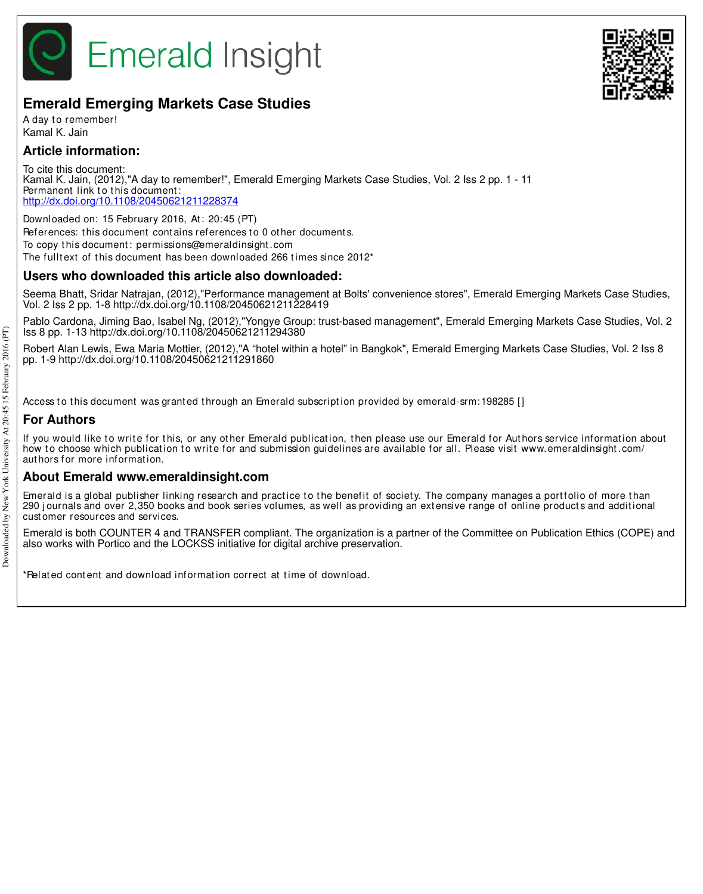# Emerald Insight

## Emerald Emerging Markets Case Studies

A day to remember!
Kamal K. Jain

## Article information:

To cite this document:
Kamal K. Jain, (2012),"A day to remember!", Emerald Emerging Markets Case Studies, Vol. 2 Iss 2 pp. 1 - 11
Permanent link to this document:
http://dx.doi.org/10.1108/20450621211228374

Downloaded on: 15 February 2016, At: 20:45 (PT)
References: this document contains references to 0 other documents.
To copy this document: permissions@emeraldinsight.com
The fulltext of this document has been downloaded 266 times since 2012*

## Users who downloaded this article also downloaded:

Seema Bhatt, Sridar Natrajan, (2012),"Performance management at Bolts' convenience stores", Emerald Emerging Markets Case Studies, Vol. 2 Iss 2 pp. 1-8 http://dx.doi.org/10.1108/20450621211228419

Pablo Cardona, Jiming Bao, Isabel Ng, (2012),"Yongye Group: trust-based management", Emerald Emerging Markets Case Studies, Vol. 2 Iss 8 pp. 1-13 http://dx.doi.org/10.1108/20450621211294380

Robert Alan Lewis, Ewa Maria Mottier, (2012),"A “hotel within a hotel” in Bangkok", Emerald Emerging Markets Case Studies, Vol. 2 Iss 8 pp. 1-9 http://dx.doi.org/10.1108/20450621211291860

Access to this document was granted through an Emerald subscription provided by emerald-srm:198285 []

## For Authors

If you would like to write for this, or any other Emerald publication, then please use our Emerald for Authors service information about how to choose which publication to write for and submission guidelines are available for all. Please visit www.emeraldinsight.com/authors for more information.

## About Emerald www.emeraldinsight.com

Emerald is a global publisher linking research and practice to the benefit of society. The company manages a portfolio of more than 290 journals and over 2,350 books and book series volumes, as well as providing an extensive range of online products and additional customer resources and services.

Emerald is both COUNTER 4 and TRANSFER compliant. The organization is a partner of the Committee on Publication Ethics (COPE) and also works with Portico and the LOCKSS initiative for digital archive preservation.

*Related content and download information correct at time of download.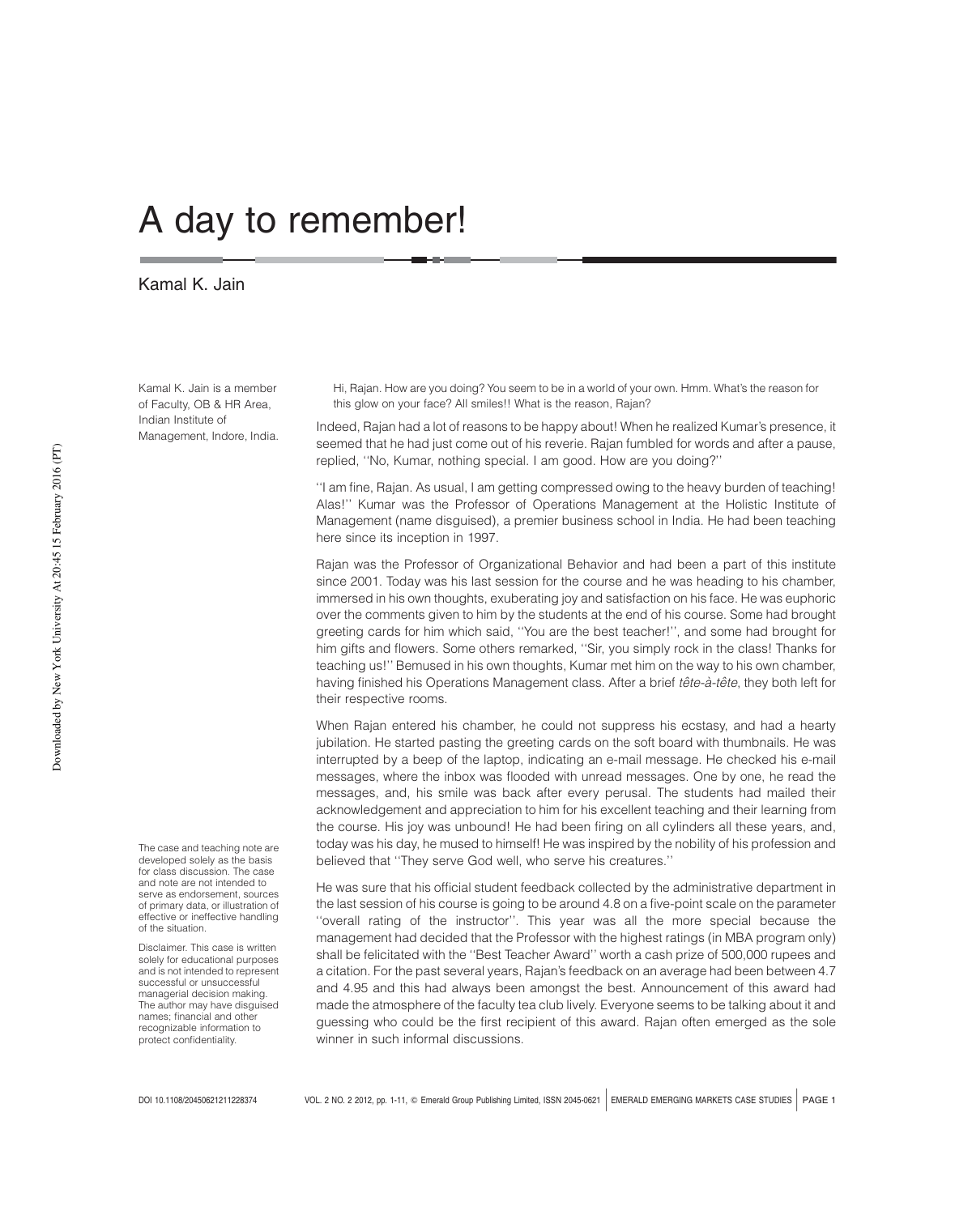# A day to remember!

Kamal K. Jain

Kamal K. Jain is a member of Faculty, OB & HR Area, Indian Institute of Management, Indore, India.

Hi, Rajan. How are you doing? You seem to be in a world of your own. Hmm. What's the reason for this glow on your face? All smiles!! What is the reason, Rajan?

Indeed, Rajan had a lot of reasons to be happy about! When he realized Kumar's presence, it seemed that he had just come out of his reverie. Rajan fumbled for words and after a pause, replied, ''No, Kumar, nothing special. I am good. How are you doing?''

''I am fine, Rajan. As usual, I am getting compressed owing to the heavy burden of teaching! Alas!'' Kumar was the Professor of Operations Management at the Holistic Institute of Management (name disguised), a premier business school in India. He had been teaching here since its inception in 1997.

Rajan was the Professor of Organizational Behavior and had been a part of this institute since 2001. Today was his last session for the course and he was heading to his chamber, immersed in his own thoughts, exuberating joy and satisfaction on his face. He was euphoric over the comments given to him by the students at the end of his course. Some had brought greeting cards for him which said, ''You are the best teacher!'', and some had brought for him gifts and flowers. Some others remarked, ''Sir, you simply rock in the class! Thanks for teaching us!'' Bemused in his own thoughts, Kumar met him on the way to his own chamber, having finished his Operations Management class. After a brief *tête-à-tête*, they both left for their respective rooms.

When Rajan entered his chamber, he could not suppress his ecstasy, and had a hearty jubilation. He started pasting the greeting cards on the soft board with thumbnails. He was interrupted by a beep of the laptop, indicating an e-mail message. He checked his e-mail messages, where the inbox was flooded with unread messages. One by one, he read the messages, and, his smile was back after every perusal. The students had mailed their acknowledgement and appreciation to him for his excellent teaching and their learning from the course. His joy was unbound! He had been firing on all cylinders all these years, and, today was his day, he mused to himself! He was inspired by the nobility of his profession and believed that ''They serve God well, who serve his creatures.''

He was sure that his official student feedback collected by the administrative department in the last session of his course is going to be around 4.8 on a five-point scale on the parameter ''overall rating of the instructor''. This year was all the more special because the management had decided that the Professor with the highest ratings (in MBA program only) shall be felicitated with the ''Best Teacher Award'' worth a cash prize of 500,000 rupees and a citation. For the past several years, Rajan's feedback on an average had been between 4.7 and 4.95 and this had always been amongst the best. Announcement of this award had made the atmosphere of the faculty tea club lively. Everyone seems to be talking about it and guessing who could be the first recipient of this award. Rajan often emerged as the sole winner in such informal discussions.

The case and teaching note are developed solely as the basis for class discussion. The case and note are not intended to serve as endorsement, sources of primary data, or illustration of effective or ineffective handling of the situation.

Disclaimer. This case is written solely for educational purposes and is not intended to represent successful or unsuccessful managerial decision making. The author may have disguised names; financial and other recognizable information to protect confidentiality.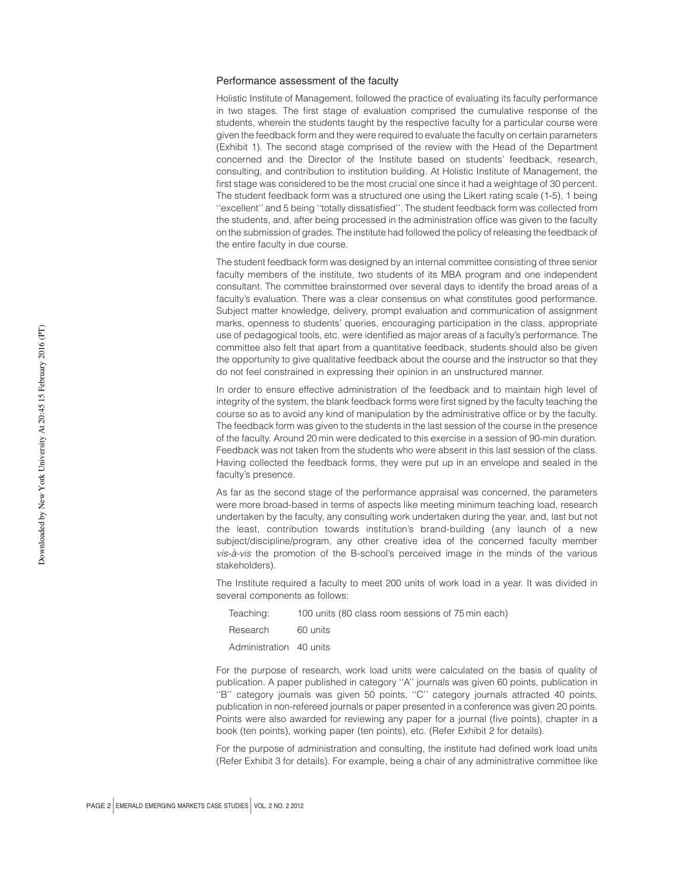## Performance assessment of the faculty

Holistic Institute of Management, followed the practice of evaluating its faculty performance in two stages. The first stage of evaluation comprised the cumulative response of the students, wherein the students taught by the respective faculty for a particular course were given the feedback form and they were required to evaluate the faculty on certain parameters (Exhibit 1). The second stage comprised of the review with the Head of the Department concerned and the Director of the Institute based on students' feedback, research, consulting, and contribution to institution building. At Holistic Institute of Management, the first stage was considered to be the most crucial one since it had a weightage of 30 percent. The student feedback form was a structured one using the Likert rating scale (1-5), 1 being ''excellent'' and 5 being ''totally dissatisfied''. The student feedback form was collected from the students, and, after being processed in the administration office was given to the faculty on the submission of grades. The institute had followed the policy of releasing the feedback of the entire faculty in due course.

The student feedback form was designed by an internal committee consisting of three senior faculty members of the institute, two students of its MBA program and one independent consultant. The committee brainstormed over several days to identify the broad areas of a faculty's evaluation. There was a clear consensus on what constitutes good performance. Subject matter knowledge, delivery, prompt evaluation and communication of assignment marks, openness to students' queries, encouraging participation in the class, appropriate use of pedagogical tools, etc. were identified as major areas of a faculty's performance. The committee also felt that apart from a quantitative feedback, students should also be given the opportunity to give qualitative feedback about the course and the instructor so that they do not feel constrained in expressing their opinion in an unstructured manner.

In order to ensure effective administration of the feedback and to maintain high level of integrity of the system, the blank feedback forms were first signed by the faculty teaching the course so as to avoid any kind of manipulation by the administrative office or by the faculty. The feedback form was given to the students in the last session of the course in the presence of the faculty. Around 20 min were dedicated to this exercise in a session of 90-min duration. Feedback was not taken from the students who were absent in this last session of the class. Having collected the feedback forms, they were put up in an envelope and sealed in the faculty's presence.

As far as the second stage of the performance appraisal was concerned, the parameters were more broad-based in terms of aspects like meeting minimum teaching load, research undertaken by the faculty, any consulting work undertaken during the year, and, last but not the least, contribution towards institution's brand-building (any launch of a new subject/discipline/program, any other creative idea of the concerned faculty member *vis-à-vis* the promotion of the B-school's perceived image in the minds of the various stakeholders).

The Institute required a faculty to meet 200 units of work load in a year. It was divided in several components as follows:

| | |
|---|---|
| Teaching: | 100 units (80 class room sessions of 75 min each) |
| Research | 60 units |
| Administration | 40 units |

For the purpose of research, work load units were calculated on the basis of quality of publication. A paper published in category ''A'' journals was given 60 points, publication in ''B'' category journals was given 50 points, ''C'' category journals attracted 40 points, publication in non-refereed journals or paper presented in a conference was given 20 points. Points were also awarded for reviewing any paper for a journal (five points), chapter in a book (ten points), working paper (ten points), etc. (Refer Exhibit 2 for details).

For the purpose of administration and consulting, the institute had defined work load units (Refer Exhibit 3 for details). For example, being a chair of any administrative committee like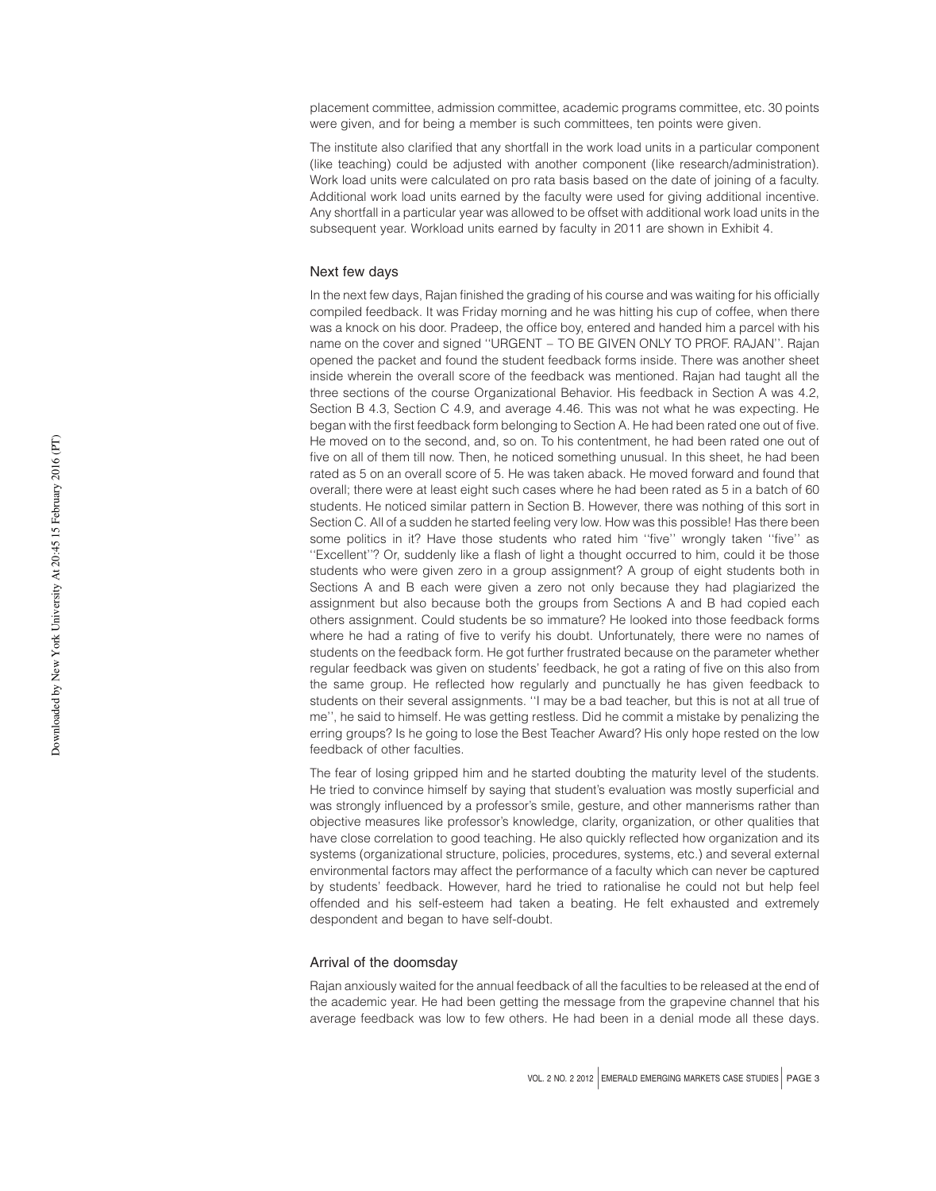placement committee, admission committee, academic programs committee, etc. 30 points were given, and for being a member is such committees, ten points were given.

The institute also clarified that any shortfall in the work load units in a particular component (like teaching) could be adjusted with another component (like research/administration). Work load units were calculated on pro rata basis based on the date of joining of a faculty. Additional work load units earned by the faculty were used for giving additional incentive. Any shortfall in a particular year was allowed to be offset with additional work load units in the subsequent year. Workload units earned by faculty in 2011 are shown in Exhibit 4.

## Next few days

In the next few days, Rajan finished the grading of his course and was waiting for his officially compiled feedback. It was Friday morning and he was hitting his cup of coffee, when there was a knock on his door. Pradeep, the office boy, entered and handed him a parcel with his name on the cover and signed ''URGENT – TO BE GIVEN ONLY TO PROF. RAJAN''. Rajan opened the packet and found the student feedback forms inside. There was another sheet inside wherein the overall score of the feedback was mentioned. Rajan had taught all the three sections of the course Organizational Behavior. His feedback in Section A was 4.2, Section B 4.3, Section C 4.9, and average 4.46. This was not what he was expecting. He began with the first feedback form belonging to Section A. He had been rated one out of five. He moved on to the second, and, so on. To his contentment, he had been rated one out of five on all of them till now. Then, he noticed something unusual. In this sheet, he had been rated as 5 on an overall score of 5. He was taken aback. He moved forward and found that overall; there were at least eight such cases where he had been rated as 5 in a batch of 60 students. He noticed similar pattern in Section B. However, there was nothing of this sort in Section C. All of a sudden he started feeling very low. How was this possible! Has there been some politics in it? Have those students who rated him ''five'' wrongly taken ''five'' as ''Excellent''? Or, suddenly like a flash of light a thought occurred to him, could it be those students who were given zero in a group assignment? A group of eight students both in Sections A and B each were given a zero not only because they had plagiarized the assignment but also because both the groups from Sections A and B had copied each others assignment. Could students be so immature? He looked into those feedback forms where he had a rating of five to verify his doubt. Unfortunately, there were no names of students on the feedback form. He got further frustrated because on the parameter whether regular feedback was given on students' feedback, he got a rating of five on this also from the same group. He reflected how regularly and punctually he has given feedback to students on their several assignments. ''I may be a bad teacher, but this is not at all true of me'', he said to himself. He was getting restless. Did he commit a mistake by penalizing the erring groups? Is he going to lose the Best Teacher Award? His only hope rested on the low feedback of other faculties.

The fear of losing gripped him and he started doubting the maturity level of the students. He tried to convince himself by saying that student's evaluation was mostly superficial and was strongly influenced by a professor's smile, gesture, and other mannerisms rather than objective measures like professor's knowledge, clarity, organization, or other qualities that have close correlation to good teaching. He also quickly reflected how organization and its systems (organizational structure, policies, procedures, systems, etc.) and several external environmental factors may affect the performance of a faculty which can never be captured by students' feedback. However, hard he tried to rationalise he could not but help feel offended and his self-esteem had taken a beating. He felt exhausted and extremely despondent and began to have self-doubt.

## Arrival of the doomsday

Rajan anxiously waited for the annual feedback of all the faculties to be released at the end of the academic year. He had been getting the message from the grapevine channel that his average feedback was low to few others. He had been in a denial mode all these days.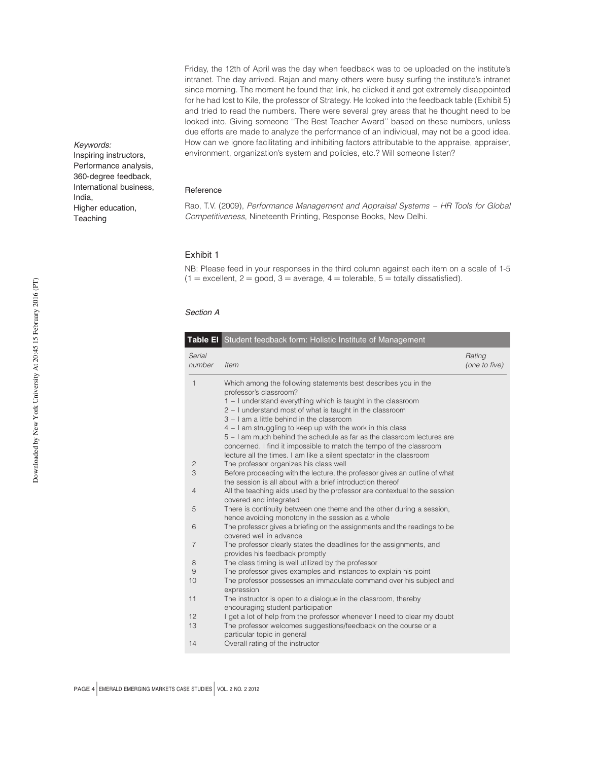Friday, the 12th of April was the day when feedback was to be uploaded on the institute's intranet. The day arrived. Rajan and many others were busy surfing the institute's intranet since morning. The moment he found that link, he clicked it and got extremely disappointed for he had lost to Kile, the professor of Strategy. He looked into the feedback table (Exhibit 5) and tried to read the numbers. There were several grey areas that he thought need to be looked into. Giving someone ''The Best Teacher Award'' based on these numbers, unless due efforts are made to analyze the performance of an individual, may not be a good idea. How can we ignore facilitating and inhibiting factors attributable to the appraise, appraiser, environment, organization's system and policies, etc.? Will someone listen?

*Keywords:*
Inspiring instructors,
Performance analysis,
360-degree feedback,
International business,
India,
Higher education,
Teaching

## Reference

Rao, T.V. (2009), *Performance Management and Appraisal Systems – HR Tools for Global Competitiveness*, Nineteenth Printing, Response Books, New Delhi.

## Exhibit 1

NB: Please feed in your responses in the third column against each item on a scale of 1-5 (1 = excellent, 2 = good, 3 = average, 4 = tolerable, 5 = totally dissatisfied).

*Section A*

**Table EI** Student feedback form: Holistic Institute of Management

| *Serial number* | *Item* | *Rating (one to five)* |
|---|---|---|
| 1 | Which among the following statements best describes you in the professor's classroom?<br>1 – I understand everything which is taught in the classroom<br>2 – I understand most of what is taught in the classroom<br>3 – I am a little behind in the classroom<br>4 – I am struggling to keep up with the work in this class<br>5 – I am much behind the schedule as far as the classroom lectures are concerned. I find it impossible to match the tempo of the classroom lecture all the times. I am like a silent spectator in the classroom | |
| 2 | The professor organizes his class well | |
| 3 | Before proceeding with the lecture, the professor gives an outline of what the session is all about with a brief introduction thereof | |
| 4 | All the teaching aids used by the professor are contextual to the session covered and integrated | |
| 5 | There is continuity between one theme and the other during a session, hence avoiding monotony in the session as a whole | |
| 6 | The professor gives a briefing on the assignments and the readings to be covered well in advance | |
| 7 | The professor clearly states the deadlines for the assignments, and provides his feedback promptly | |
| 8 | The class timing is well utilized by the professor | |
| 9 | The professor gives examples and instances to explain his point | |
| 10 | The professor possesses an immaculate command over his subject and expression | |
| 11 | The instructor is open to a dialogue in the classroom, thereby encouraging student participation | |
| 12 | I get a lot of help from the professor whenever I need to clear my doubt | |
| 13 | The professor welcomes suggestions/feedback on the course or a particular topic in general | |
| 14 | Overall rating of the instructor | |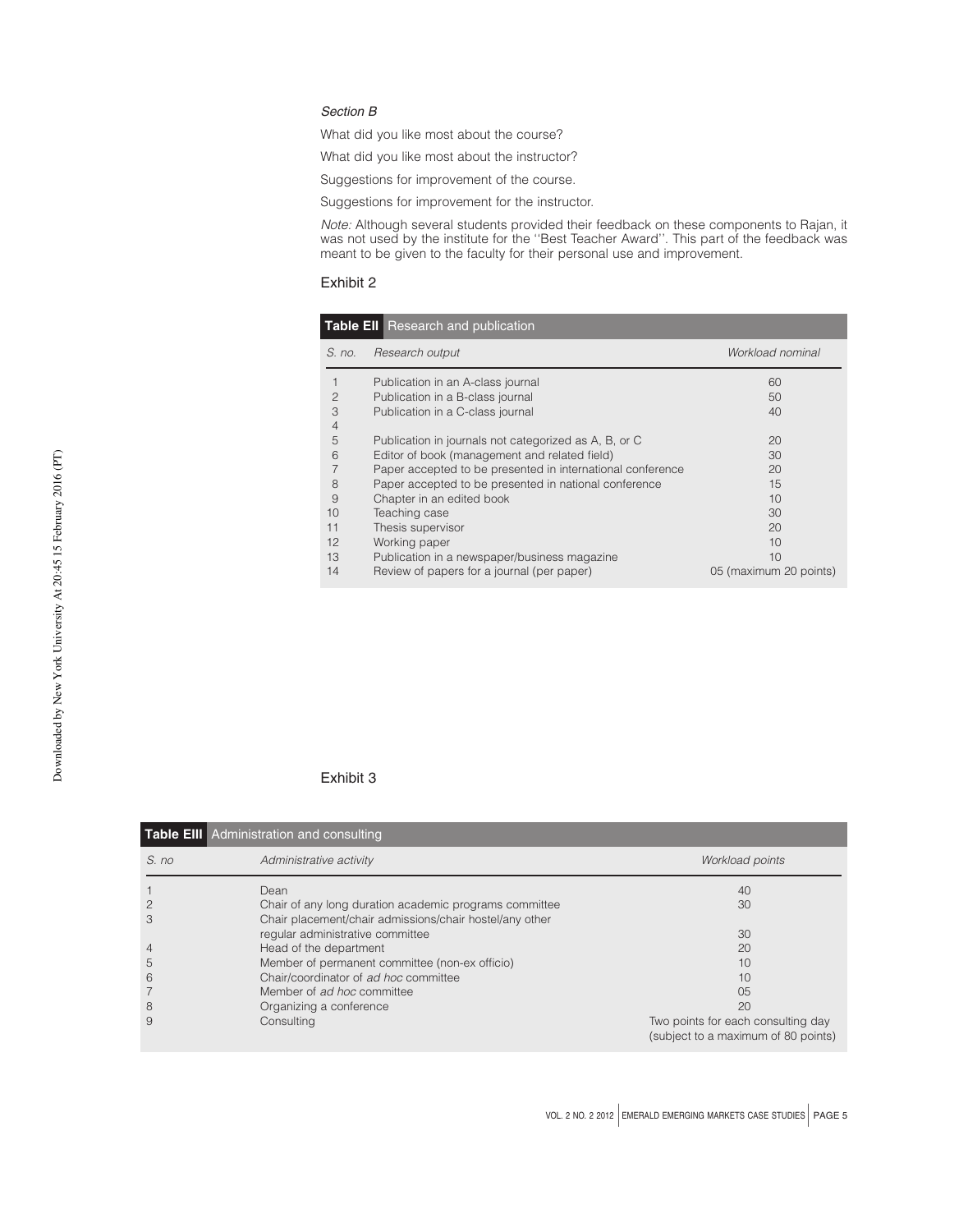*Section B*

What did you like most about the course?

What did you like most about the instructor?

Suggestions for improvement of the course.

Suggestions for improvement for the instructor.

*Note:* Although several students provided their feedback on these components to Rajan, it was not used by the institute for the ''Best Teacher Award''. This part of the feedback was meant to be given to the faculty for their personal use and improvement.

Exhibit 2

**Table EII** Research and publication

| *S. no.* | *Research output* | *Workload nominal* |
|---|---|---|
| 1 | Publication in an A-class journal | 60 |
| 2 | Publication in a B-class journal | 50 |
| 3 | Publication in a C-class journal | 40 |
| 4 | | |
| 5 | Publication in journals not categorized as A, B, or C | 20 |
| 6 | Editor of book (management and related field) | 30 |
| 7 | Paper accepted to be presented in international conference | 20 |
| 8 | Paper accepted to be presented in national conference | 15 |
| 9 | Chapter in an edited book | 10 |
| 10 | Teaching case | 30 |
| 11 | Thesis supervisor | 20 |
| 12 | Working paper | 10 |
| 13 | Publication in a newspaper/business magazine | 10 |
| 14 | Review of papers for a journal (per paper) | 05 (maximum 20 points) |

Exhibit 3

**Table EIII** Administration and consulting

| *S. no* | *Administrative activity* | *Workload points* |
|---|---|---|
| 1 | Dean | 40 |
| 2 | Chair of any long duration academic programs committee | 30 |
| 3 | Chair placement/chair admissions/chair hostel/any other regular administrative committee | 30 |
| 4 | Head of the department | 20 |
| 5 | Member of permanent committee (non-ex officio) | 10 |
| 6 | Chair/coordinator of *ad hoc* committee | 10 |
| 7 | Member of *ad hoc* committee | 05 |
| 8 | Organizing a conference | 20 |
| 9 | Consulting | Two points for each consulting day (subject to a maximum of 80 points) |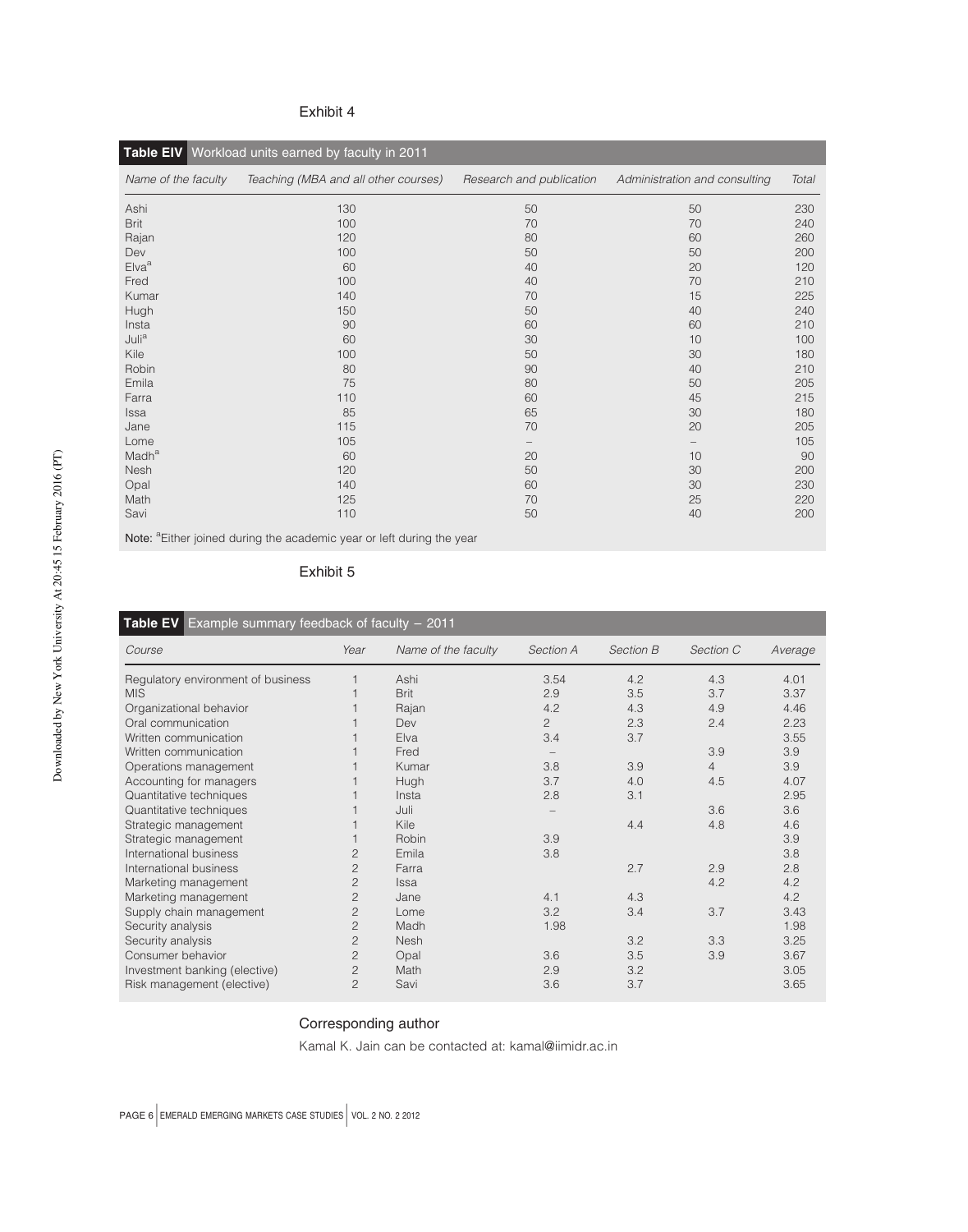Exhibit 4

**Table EIV** Workload units earned by faculty in 2011

| *Name of the faculty* | *Teaching (MBA and all other courses)* | *Research and publication* | *Administration and consulting* | *Total* |
|---|---|---|---|---|
| Ashi | 130 | 50 | 50 | 230 |
| Brit | 100 | 70 | 70 | 240 |
| Rajan | 120 | 80 | 60 | 260 |
| Dev | 100 | 50 | 50 | 200 |
| Elva[a] | 60 | 40 | 20 | 120 |
| Fred | 100 | 40 | 70 | 210 |
| Kumar | 140 | 70 | 15 | 225 |
| Hugh | 150 | 50 | 40 | 240 |
| Insta | 90 | 60 | 60 | 210 |
| Juli[a] | 60 | 30 | 10 | 100 |
| Kile | 100 | 50 | 30 | 180 |
| Robin | 80 | 90 | 40 | 210 |
| Emila | 75 | 80 | 50 | 205 |
| Farra | 110 | 60 | 45 | 215 |
| Issa | 85 | 65 | 30 | 180 |
| Jane | 115 | 70 | 20 | 205 |
| Lome | 105 | – | – | 105 |
| Madh[a] | 60 | 20 | 10 | 90 |
| Nesh | 120 | 50 | 30 | 200 |
| Opal | 140 | 60 | 30 | 230 |
| Math | 125 | 70 | 25 | 220 |
| Savi | 110 | 50 | 40 | 200 |

**Note:** [a]Either joined during the academic year or left during the year

Exhibit 5

**Table EV** Example summary feedback of faculty – 2011

| *Course* | *Year* | *Name of the faculty* | *Section A* | *Section B* | *Section C* | *Average* |
|---|---|---|---|---|---|---|
| Regulatory environment of business | 1 | Ashi | 3.54 | 4.2 | 4.3 | 4.01 |
| MIS | 1 | Brit | 2.9 | 3.5 | 3.7 | 3.37 |
| Organizational behavior | 1 | Rajan | 4.2 | 4.3 | 4.9 | 4.46 |
| Oral communication | 1 | Dev | 2 | 2.3 | 2.4 | 2.23 |
| Written communication | 1 | Elva | 3.4 | 3.7 | | 3.55 |
| Written communication | 1 | Fred | – | | 3.9 | 3.9 |
| Operations management | 1 | Kumar | 3.8 | 3.9 | 4 | 3.9 |
| Accounting for managers | 1 | Hugh | 3.7 | 4.0 | 4.5 | 4.07 |
| Quantitative techniques | 1 | Insta | 2.8 | 3.1 | | 2.95 |
| Quantitative techniques | 1 | Juli | – | | 3.6 | 3.6 |
| Strategic management | 1 | Kile | | 4.4 | 4.8 | 4.6 |
| Strategic management | 1 | Robin | 3.9 | | | 3.9 |
| International business | 2 | Emila | 3.8 | | | 3.8 |
| International business | 2 | Farra | | 2.7 | 2.9 | 2.8 |
| Marketing management | 2 | Issa | | | 4.2 | 4.2 |
| Marketing management | 2 | Jane | 4.1 | 4.3 | | 4.2 |
| Supply chain management | 2 | Lome | 3.2 | 3.4 | 3.7 | 3.43 |
| Security analysis | 2 | Madh | 1.98 | | | 1.98 |
| Security analysis | 2 | Nesh | | 3.2 | 3.3 | 3.25 |
| Consumer behavior | 2 | Opal | 3.6 | 3.5 | 3.9 | 3.67 |
| Investment banking (elective) | 2 | Math | 2.9 | 3.2 | | 3.05 |
| Risk management (elective) | 2 | Savi | 3.6 | 3.7 | | 3.65 |

## Corresponding author

Kamal K. Jain can be contacted at: kamal@iimidr.ac.in